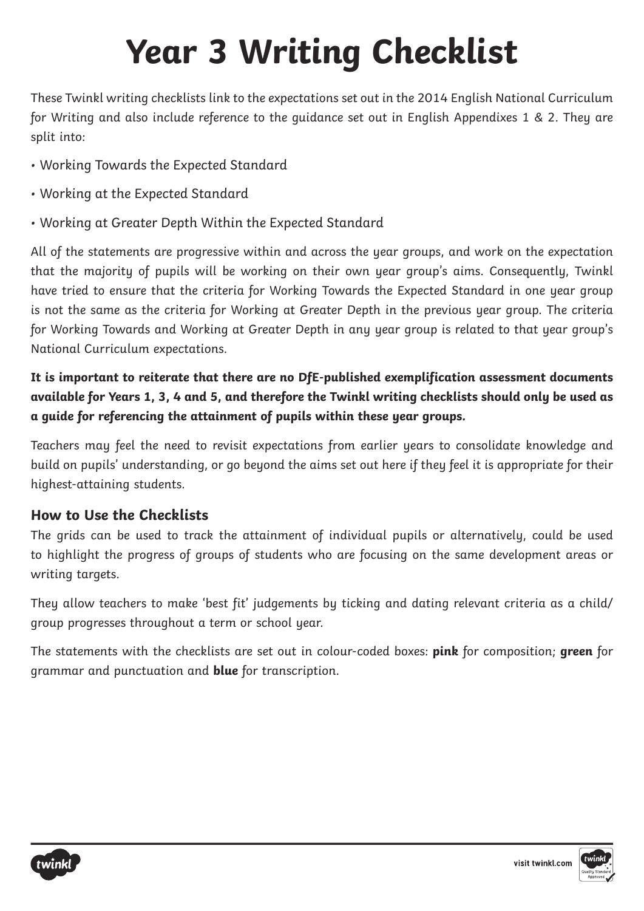# Year 3 Writing Checklist

These Twinkl writing checklists link to the expectations set out in the 2014 English National Curriculum for Writing and also include reference to the guidance set out in English Appendixes 1 & 2. They are split into:

- Working Towards the Expected Standard
- Working at the Expected Standard
- Working at Greater Depth Within the Expected Standard

All of the statements are progressive within and across the year groups, and work on the expectation that the majority of pupils will be working on their own year group's aims. Consequently, Twinkl have tried to ensure that the criteria for Working Towards the Expected Standard in one year group is not the same as the criteria for Working at Greater Depth in the previous year group. The criteria for Working Towards and Working at Greater Depth in any year group is related to that year group's National Curriculum expectations.

**It is important to reiterate that there are no DfE-published exemplification assessment documents available for Years 1, 3, 4 and 5, and therefore the Twinkl writing checklists should only be used as a guide for referencing the attainment of pupils within these year groups.**

Teachers may feel the need to revisit expectations from earlier years to consolidate knowledge and build on pupils' understanding, or go beyond the aims set out here if they feel it is appropriate for their highest-attaining students.

### How to Use the Checklists

The grids can be used to track the attainment of individual pupils or alternatively, could be used to highlight the progress of groups of students who are focusing on the same development areas or writing targets.

They allow teachers to make 'best fit' judgements by ticking and dating relevant criteria as a child/ group progresses throughout a term or school year.

The statements with the checklists are set out in colour-coded boxes: **pink** for composition; **green** for grammar and punctuation and **blue** for transcription.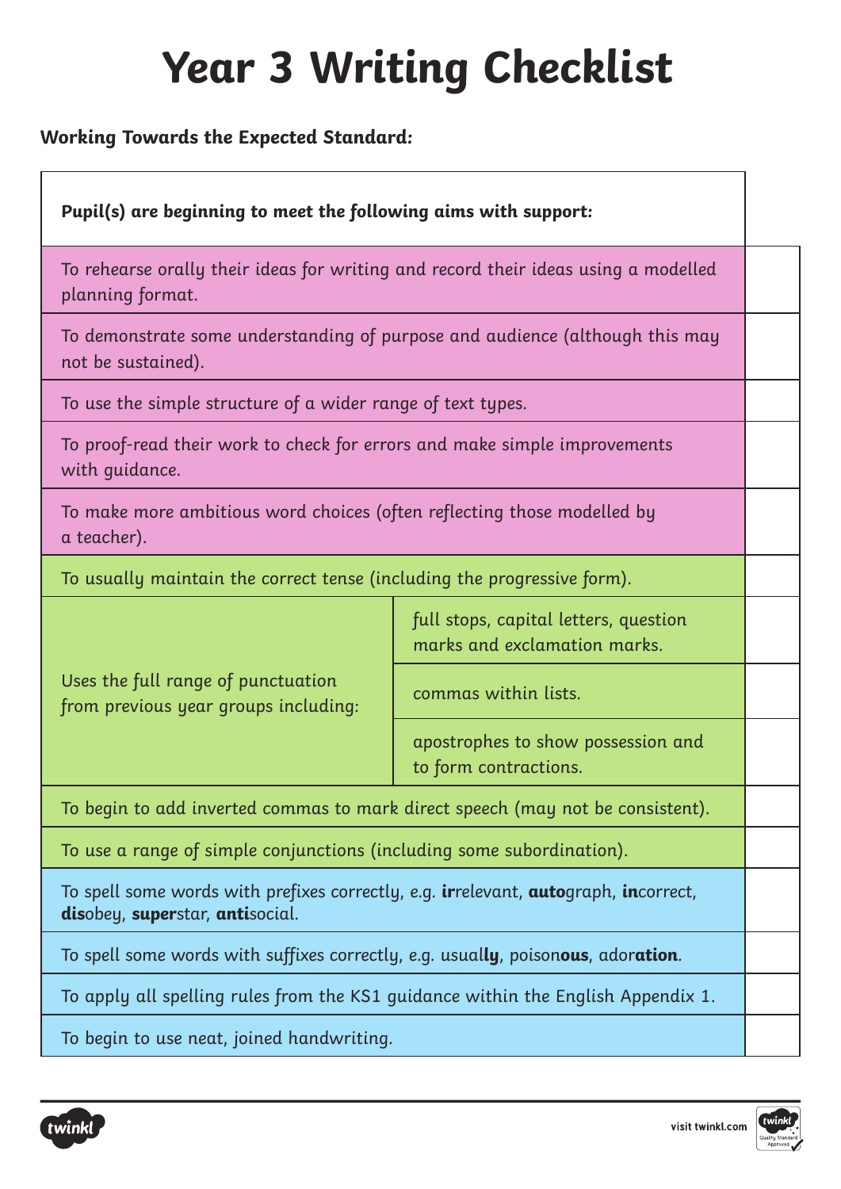# Year 3 Writing Checklist

**Working Towards the Expected Standard:**

| **Pupil(s) are beginning to meet the following aims with support:** | | |
|---|---|---|
| To rehearse orally their ideas for writing and record their ideas using a modelled planning format. | | |
| To demonstrate some understanding of purpose and audience (although this may not be sustained). | | |
| To use the simple structure of a wider range of text types. | | |
| To proof-read their work to check for errors and make simple improvements with guidance. | | |
| To make more ambitious word choices (often reflecting those modelled by a teacher). | | |
| To usually maintain the correct tense (including the progressive form). | | |
| Uses the full range of punctuation from previous year groups including: | full stops, capital letters, question marks and exclamation marks. | |
| | commas within lists. | |
| | apostrophes to show possession and to form contractions. | |
| To begin to add inverted commas to mark direct speech (may not be consistent). | | |
| To use a range of simple conjunctions (including some subordination). | | |
| To spell some words with prefixes correctly, e.g. **ir**relevant, **auto**graph, **in**correct, **dis**obey, **super**star, **anti**social. | | |
| To spell some words with suffixes correctly, e.g. usual**ly**, poison**ous**, ador**ation**. | | |
| To apply all spelling rules from the KS1 guidance within the English Appendix 1. | | |
| To begin to use neat, joined handwriting. | | |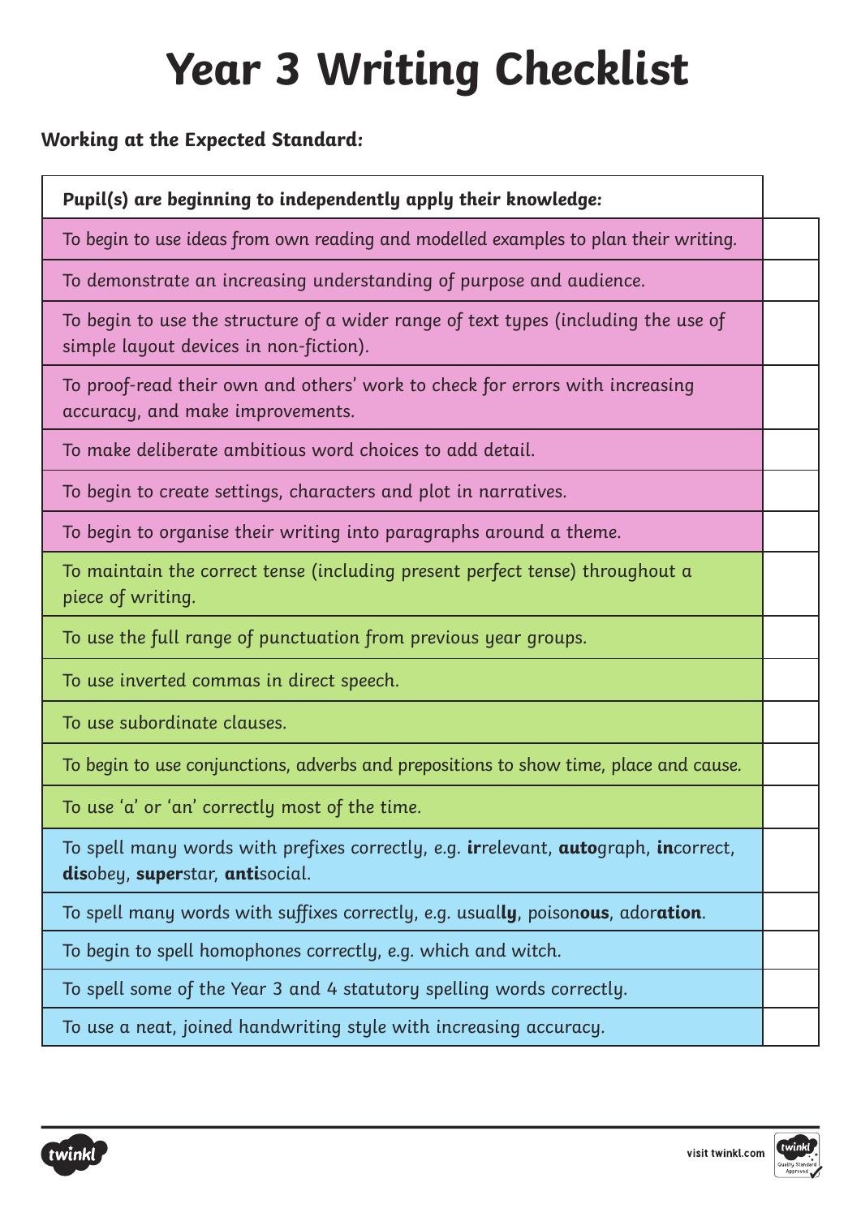# Year 3 Writing Checklist

**Working at the Expected Standard:**

| **Pupil(s) are beginning to independently apply their knowledge:** | |
|---|---|
| To begin to use ideas from own reading and modelled examples to plan their writing. | |
| To demonstrate an increasing understanding of purpose and audience. | |
| To begin to use the structure of a wider range of text types (including the use of simple layout devices in non-fiction). | |
| To proof-read their own and others' work to check for errors with increasing accuracy, and make improvements. | |
| To make deliberate ambitious word choices to add detail. | |
| To begin to create settings, characters and plot in narratives. | |
| To begin to organise their writing into paragraphs around a theme. | |
| To maintain the correct tense (including present perfect tense) throughout a piece of writing. | |
| To use the full range of punctuation from previous year groups. | |
| To use inverted commas in direct speech. | |
| To use subordinate clauses. | |
| To begin to use conjunctions, adverbs and prepositions to show time, place and cause. | |
| To use 'a' or 'an' correctly most of the time. | |
| To spell many words with prefixes correctly, e.g. **ir**relevant, **auto**graph, **in**correct, **dis**obey, **super**star, **anti**social. | |
| To spell many words with suffixes correctly, e.g. usual**ly**, poison**ous**, ador**ation**. | |
| To begin to spell homophones correctly, e.g. which and witch. | |
| To spell some of the Year 3 and 4 statutory spelling words correctly. | |
| To use a neat, joined handwriting style with increasing accuracy. | |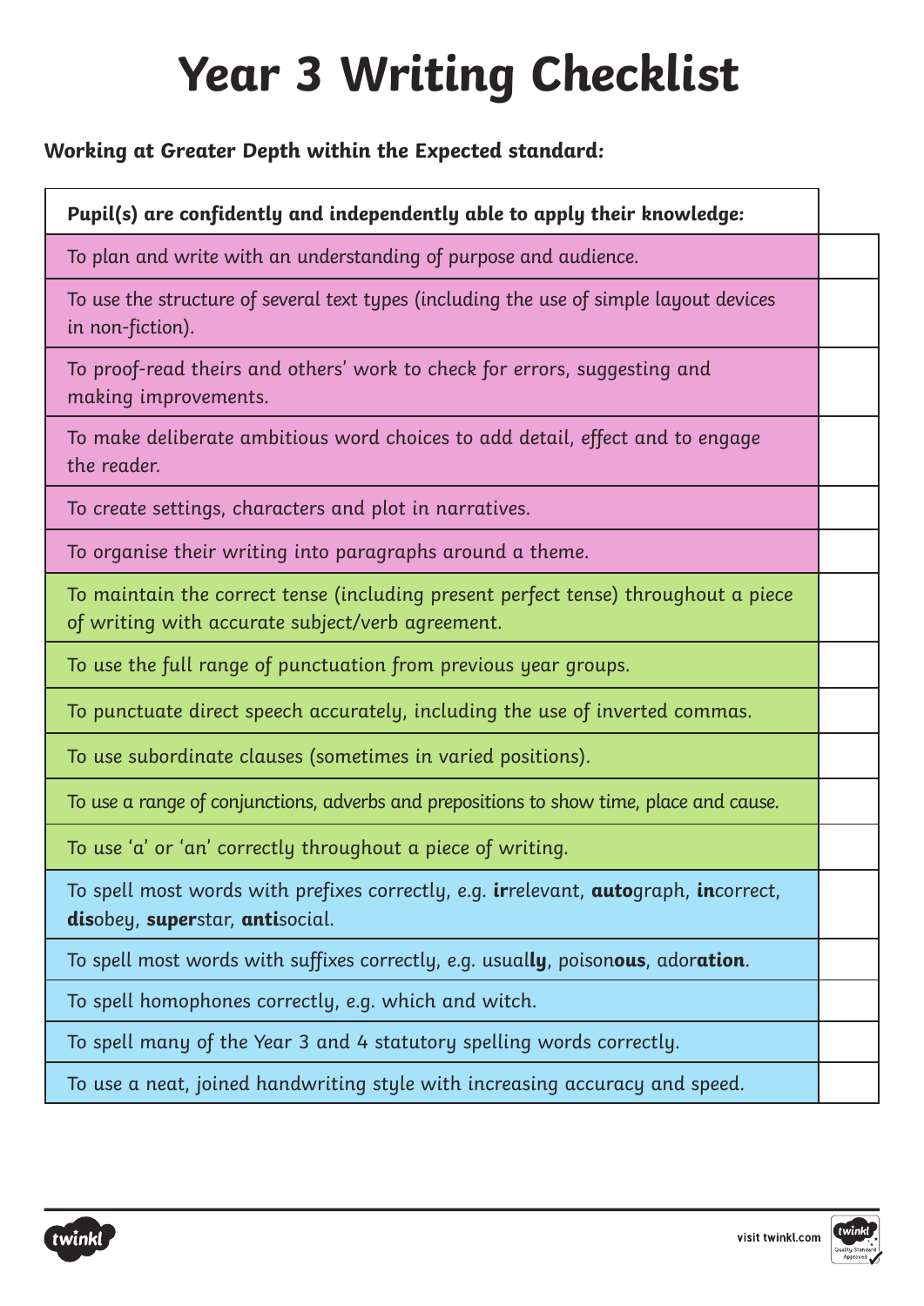# Year 3 Writing Checklist

**Working at Greater Depth within the Expected standard:**

| **Pupil(s) are confidently and independently able to apply their knowledge:** | |
|---|---|
| To plan and write with an understanding of purpose and audience. | |
| To use the structure of several text types (including the use of simple layout devices in non-fiction). | |
| To proof-read theirs and others' work to check for errors, suggesting and making improvements. | |
| To make deliberate ambitious word choices to add detail, effect and to engage the reader. | |
| To create settings, characters and plot in narratives. | |
| To organise their writing into paragraphs around a theme. | |
| To maintain the correct tense (including present perfect tense) throughout a piece of writing with accurate subject/verb agreement. | |
| To use the full range of punctuation from previous year groups. | |
| To punctuate direct speech accurately, including the use of inverted commas. | |
| To use subordinate clauses (sometimes in varied positions). | |
| To use a range of conjunctions, adverbs and prepositions to show time, place and cause. | |
| To use 'a' or 'an' correctly throughout a piece of writing. | |
| To spell most words with prefixes correctly, e.g. **ir**relevant, **auto**graph, **in**correct, **dis**obey, **super**star, **anti**social. | |
| To spell most words with suffixes correctly, e.g. usual**ly**, poison**ous**, ador**ation**. | |
| To spell homophones correctly, e.g. which and witch. | |
| To spell many of the Year 3 and 4 statutory spelling words correctly. | |
| To use a neat, joined handwriting style with increasing accuracy and speed. | |